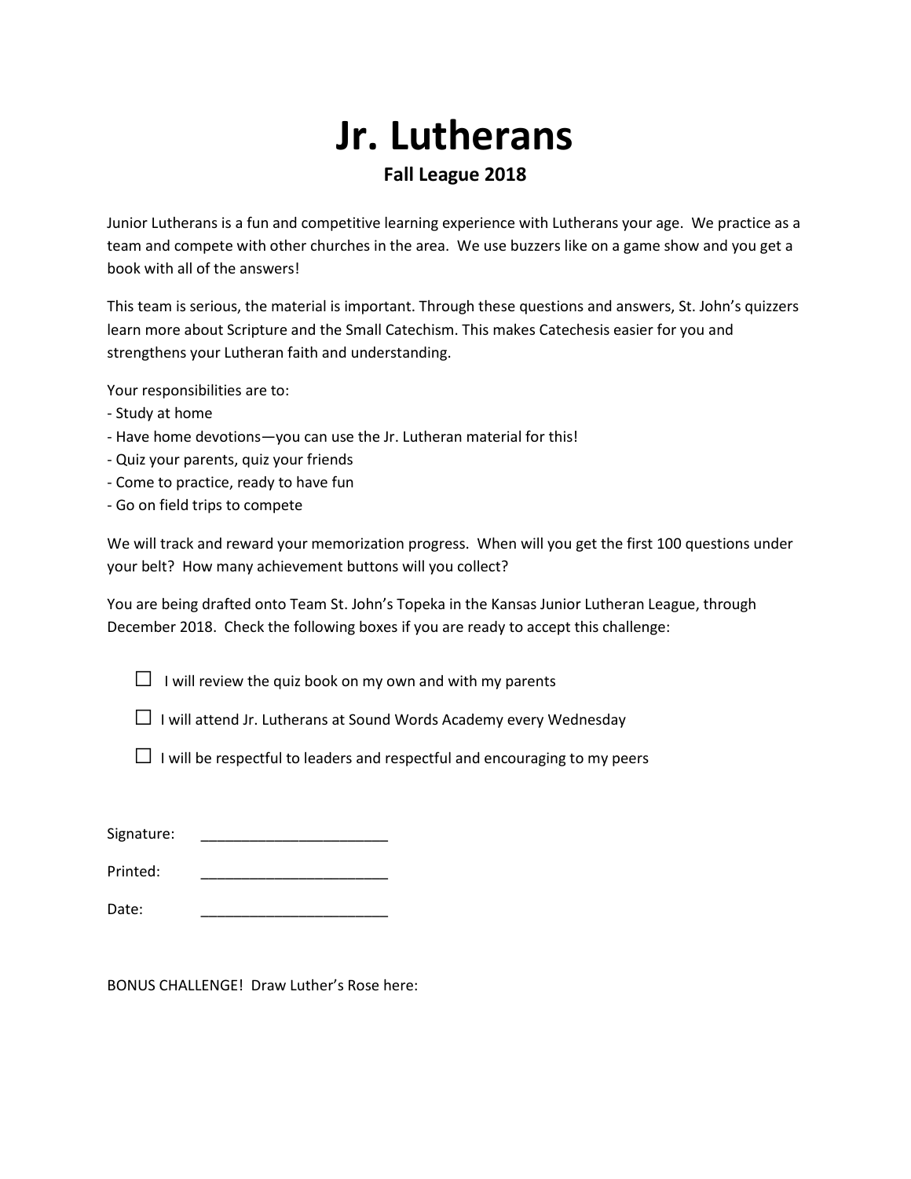# Jr. Lutherans

## Fall League 2018

Junior Lutherans is a fun and competitive learning experience with Lutherans your age. We practice as a team and compete with other churches in the area. We use buzzers like on a game show and you get a book with all of the answers!

This team is serious, the material is important. Through these questions and answers, St. John's quizzers learn more about Scripture and the Small Catechism. This makes Catechesis easier for you and strengthens your Lutheran faith and understanding.

Your responsibilities are to:
- Study at home
- Have home devotions—you can use the Jr. Lutheran material for this!
- Quiz your parents, quiz your friends
- Come to practice, ready to have fun
- Go on field trips to compete

We will track and reward your memorization progress. When will you get the first 100 questions under your belt? How many achievement buttons will you collect?

You are being drafted onto Team St. John's Topeka in the Kansas Junior Lutheran League, through December 2018. Check the following boxes if you are ready to accept this challenge:

☐ I will review the quiz book on my own and with my parents

☐ I will attend Jr. Lutherans at Sound Words Academy every Wednesday

☐ I will be respectful to leaders and respectful and encouraging to my peers

Signature: _______________________

Printed: _______________________

Date: _______________________

BONUS CHALLENGE! Draw Luther's Rose here: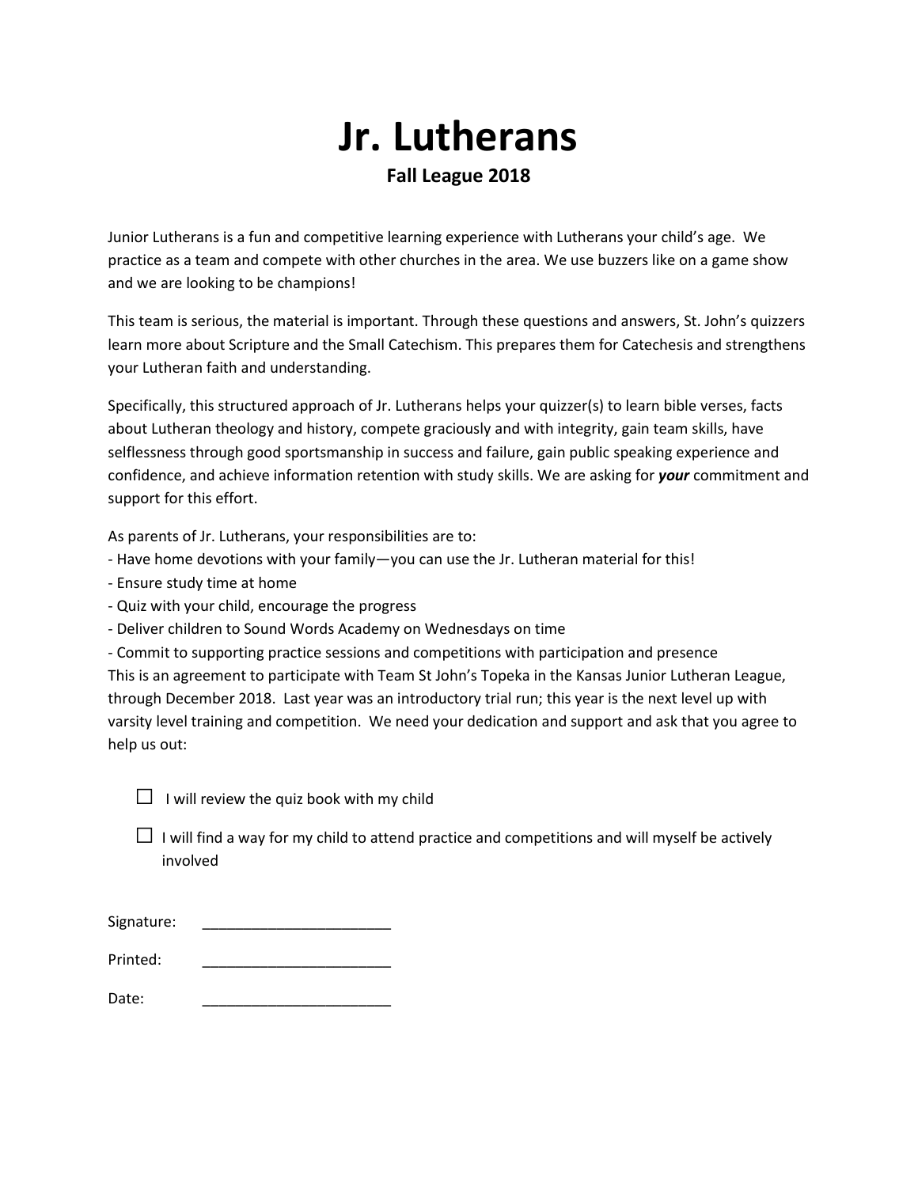# Jr. Lutherans

**Fall League 2018**

Junior Lutherans is a fun and competitive learning experience with Lutherans your child's age. We practice as a team and compete with other churches in the area. We use buzzers like on a game show and we are looking to be champions!

This team is serious, the material is important. Through these questions and answers, St. John's quizzers learn more about Scripture and the Small Catechism. This prepares them for Catechesis and strengthens your Lutheran faith and understanding.

Specifically, this structured approach of Jr. Lutherans helps your quizzer(s) to learn bible verses, facts about Lutheran theology and history, compete graciously and with integrity, gain team skills, have selflessness through good sportsmanship in success and failure, gain public speaking experience and confidence, and achieve information retention with study skills. We are asking for ***your*** commitment and support for this effort.

As parents of Jr. Lutherans, your responsibilities are to:

- Have home devotions with your family—you can use the Jr. Lutheran material for this!
- Ensure study time at home
- Quiz with your child, encourage the progress
- Deliver children to Sound Words Academy on Wednesdays on time
- Commit to supporting practice sessions and competitions with participation and presence

This is an agreement to participate with Team St John's Topeka in the Kansas Junior Lutheran League, through December 2018. Last year was an introductory trial run; this year is the next level up with varsity level training and competition. We need your dedication and support and ask that you agree to help us out:

☐ I will review the quiz book with my child

☐ I will find a way for my child to attend practice and competitions and will myself be actively involved

Signature: _______________________

Printed: _______________________

Date: _______________________